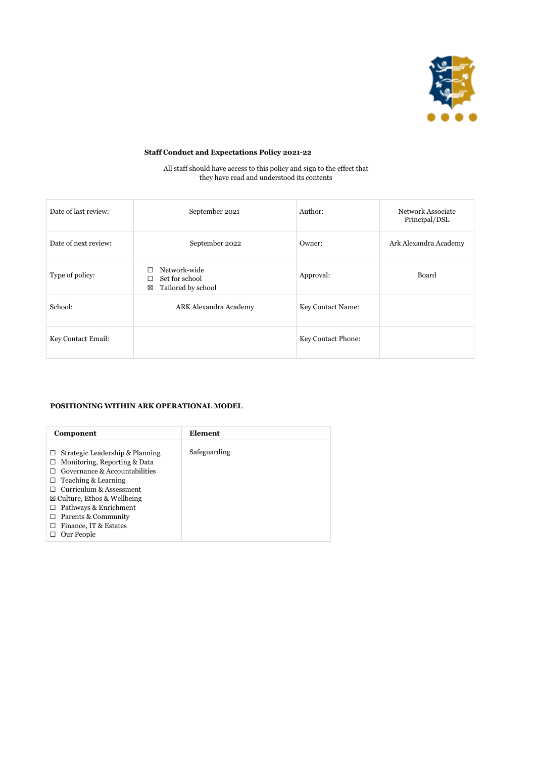**Staff Conduct and Expectations Policy 2021-22**

All staff should have access to this policy and sign to the effect that they have read and understood its contents

| Date of last review: | September 2021 | Author: | Network Associate Principal/DSL |
|---|---|---|---|
| Date of next review: | September 2022 | Owner: | Ark Alexandra Academy |
| Type of policy: | ☐ Network-wide<br>☐ Set for school<br>☒ Tailored by school | Approval: | Board |
| School: | ARK Alexandra Academy | Key Contact Name: | |
| Key Contact Email: | | Key Contact Phone: | |

**POSITIONING WITHIN ARK OPERATIONAL MODEL**

| Component | Element |
|---|---|
| ☐ Strategic Leadership & Planning<br>☐ Monitoring, Reporting & Data<br>☐ Governance & Accountabilities<br>☐ Teaching & Learning<br>☐ Curriculum & Assessment<br>☒ Culture, Ethos & Wellbeing<br>☐ Pathways & Enrichment<br>☐ Parents & Community<br>☐ Finance, IT & Estates<br>☐ Our People | Safeguarding |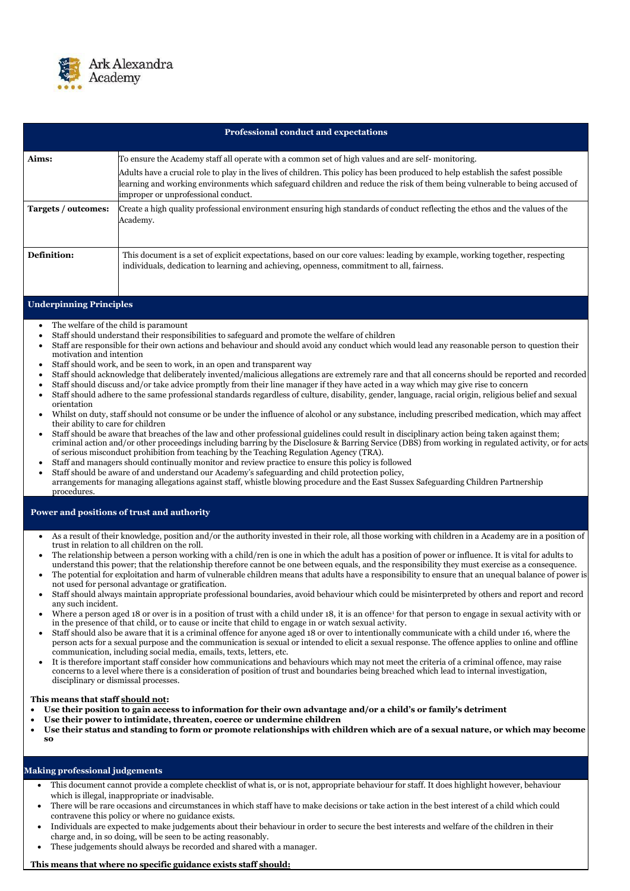## Professional conduct and expectations

| | |
|---|---|
| **Aims:** | To ensure the Academy staff all operate with a common set of high values and are self- monitoring. Adults have a crucial role to play in the lives of children. This policy has been produced to help establish the safest possible learning and working environments which safeguard children and reduce the risk of them being vulnerable to being accused of improper or unprofessional conduct. |
| **Targets / outcomes:** | Create a high quality professional environment ensuring high standards of conduct reflecting the ethos and the values of the Academy. |
| **Definition:** | This document is a set of explicit expectations, based on our core values: leading by example, working together, respecting individuals, dedication to learning and achieving, openness, commitment to all, fairness. |

### Underpinning Principles

- The welfare of the child is paramount
- Staff should understand their responsibilities to safeguard and promote the welfare of children
- Staff are responsible for their own actions and behaviour and should avoid any conduct which would lead any reasonable person to question their motivation and intention
- Staff should work, and be seen to work, in an open and transparent way
- Staff should acknowledge that deliberately invented/malicious allegations are extremely rare and that all concerns should be reported and recorded
- Staff should discuss and/or take advice promptly from their line manager if they have acted in a way which may give rise to concern
- Staff should adhere to the same professional standards regardless of culture, disability, gender, language, racial origin, religious belief and sexual orientation
- Whilst on duty, staff should not consume or be under the influence of alcohol or any substance, including prescribed medication, which may affect their ability to care for children
- Staff should be aware that breaches of the law and other professional guidelines could result in disciplinary action being taken against them; criminal action and/or other proceedings including barring by the Disclosure & Barring Service (DBS) from working in regulated activity, or for acts of serious misconduct prohibition from teaching by the Teaching Regulation Agency (TRA).
- Staff and managers should continually monitor and review practice to ensure this policy is followed
- Staff should be aware of and understand our Academy's safeguarding and child protection policy, arrangements for managing allegations against staff, whistle blowing procedure and the East Sussex Safeguarding Children Partnership procedures.

### Power and positions of trust and authority

- As a result of their knowledge, position and/or the authority invested in their role, all those working with children in a Academy are in a position of trust in relation to all children on the roll.
- The relationship between a person working with a child/ren is one in which the adult has a position of power or influence. It is vital for adults to understand this power; that the relationship therefore cannot be one between equals, and the responsibility they must exercise as a consequence.
- The potential for exploitation and harm of vulnerable children means that adults have a responsibility to ensure that an unequal balance of power is not used for personal advantage or gratification.
- Staff should always maintain appropriate professional boundaries, avoid behaviour which could be misinterpreted by others and report and record any such incident.
- Where a person aged 18 or over is in a position of trust with a child under 18, it is an offence[1] for that person to engage in sexual activity with or in the presence of that child, or to cause or incite that child to engage in or watch sexual activity.
- Staff should also be aware that it is a criminal offence for anyone aged 18 or over to intentionally communicate with a child under 16, where the person acts for a sexual purpose and the communication is sexual or intended to elicit a sexual response. The offence applies to online and offline communication, including social media, emails, texts, letters, etc.
- It is therefore important staff consider how communications and behaviours which may not meet the criteria of a criminal offence, may raise concerns to a level where there is a consideration of position of trust and boundaries being breached which lead to internal investigation, disciplinary or dismissal processes.

**This means that staff <u>should not</u>:**

- **Use their position to gain access to information for their own advantage and/or a child's or family's detriment**
- **Use their power to intimidate, threaten, coerce or undermine children**
- **Use their status and standing to form or promote relationships with children which are of a sexual nature, or which may become so**

### Making professional judgements

- This document cannot provide a complete checklist of what is, or is not, appropriate behaviour for staff. It does highlight however, behaviour which is illegal, inappropriate or inadvisable.
- There will be rare occasions and circumstances in which staff have to make decisions or take action in the best interest of a child which could contravene this policy or where no guidance exists.
- Individuals are expected to make judgements about their behaviour in order to secure the best interests and welfare of the children in their charge and, in so doing, will be seen to be acting reasonably.
- These judgements should always be recorded and shared with a manager.

**This means that where no specific guidance exists staff <u>should:</u>**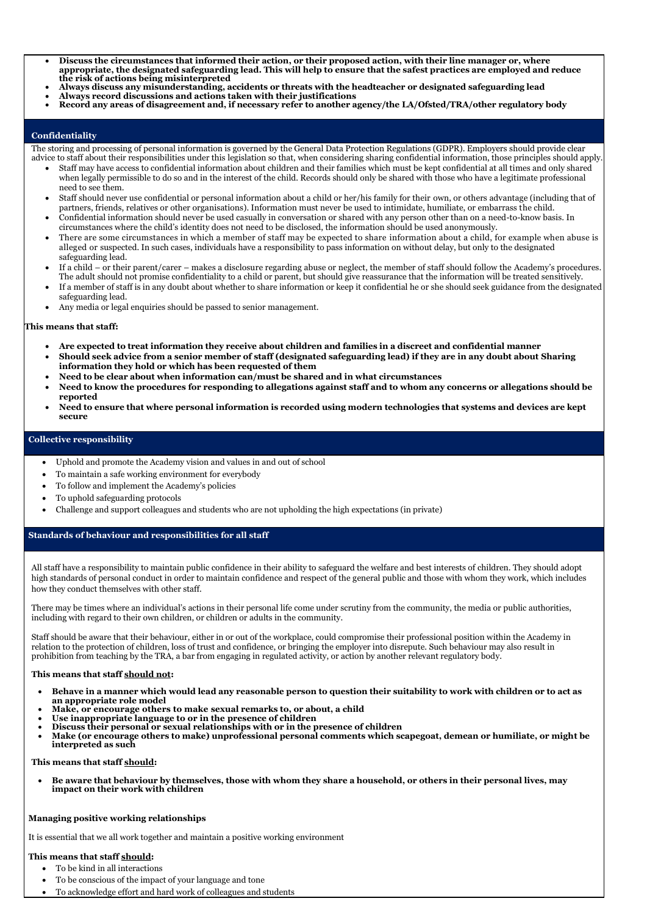- **Discuss the circumstances that informed their action, or their proposed action, with their line manager or, where appropriate, the designated safeguarding lead. This will help to ensure that the safest practices are employed and reduce the risk of actions being misinterpreted**
- **Always discuss any misunderstanding, accidents or threats with the headteacher or designated safeguarding lead**
- **Always record discussions and actions taken with their justifications**
- **Record any areas of disagreement and, if necessary refer to another agency/the LA/Ofsted/TRA/other regulatory body**

## Confidentiality

The storing and processing of personal information is governed by the General Data Protection Regulations (GDPR). Employers should provide clear advice to staff about their responsibilities under this legislation so that, when considering sharing confidential information, those principles should apply.

- Staff may have access to confidential information about children and their families which must be kept confidential at all times and only shared when legally permissible to do so and in the interest of the child. Records should only be shared with those who have a legitimate professional need to see them.
- Staff should never use confidential or personal information about a child or her/his family for their own, or others advantage (including that of partners, friends, relatives or other organisations). Information must never be used to intimidate, humiliate, or embarrass the child.
- Confidential information should never be used casually in conversation or shared with any person other than on a need-to-know basis. In circumstances where the child's identity does not need to be disclosed, the information should be used anonymously.
- There are some circumstances in which a member of staff may be expected to share information about a child, for example when abuse is alleged or suspected. In such cases, individuals have a responsibility to pass information on without delay, but only to the designated safeguarding lead.
- If a child – or their parent/carer – makes a disclosure regarding abuse or neglect, the member of staff should follow the Academy's procedures. The adult should not promise confidentiality to a child or parent, but should give reassurance that the information will be treated sensitively.
- If a member of staff is in any doubt about whether to share information or keep it confidential he or she should seek guidance from the designated safeguarding lead.
- Any media or legal enquiries should be passed to senior management.

**This means that staff:**

- **Are expected to treat information they receive about children and families in a discreet and confidential manner**
- **Should seek advice from a senior member of staff (designated safeguarding lead) if they are in any doubt about Sharing information they hold or which has been requested of them**
- **Need to be clear about when information can/must be shared and in what circumstances**
- **Need to know the procedures for responding to allegations against staff and to whom any concerns or allegations should be reported**
- **Need to ensure that where personal information is recorded using modern technologies that systems and devices are kept secure**

## Collective responsibility

- Uphold and promote the Academy vision and values in and out of school
- To maintain a safe working environment for everybody
- To follow and implement the Academy's policies
- To uphold safeguarding protocols
- Challenge and support colleagues and students who are not upholding the high expectations (in private)

## Standards of behaviour and responsibilities for all staff

All staff have a responsibility to maintain public confidence in their ability to safeguard the welfare and best interests of children. They should adopt high standards of personal conduct in order to maintain confidence and respect of the general public and those with whom they work, which includes how they conduct themselves with other staff.

There may be times where an individual's actions in their personal life come under scrutiny from the community, the media or public authorities, including with regard to their own children, or children or adults in the community.

Staff should be aware that their behaviour, either in or out of the workplace, could compromise their professional position within the Academy in relation to the protection of children, loss of trust and confidence, or bringing the employer into disrepute. Such behaviour may also result in prohibition from teaching by the TRA, a bar from engaging in regulated activity, or action by another relevant regulatory body.

**This means that staff <u>should not</u>:**

- **Behave in a manner which would lead any reasonable person to question their suitability to work with children or to act as an appropriate role model**
- **Make, or encourage others to make sexual remarks to, or about, a child**
- **Use inappropriate language to or in the presence of children**
- **Discuss their personal or sexual relationships with or in the presence of children**
- **Make (or encourage others to make) unprofessional personal comments which scapegoat, demean or humiliate, or might be interpreted as such**

**This means that staff <u>should</u>:**

- **Be aware that behaviour by themselves, those with whom they share a household, or others in their personal lives, may impact on their work with children**

### Managing positive working relationships

It is essential that we all work together and maintain a positive working environment

**This means that staff <u>should</u>:**

- To be kind in all interactions
- To be conscious of the impact of your language and tone
- To acknowledge effort and hard work of colleagues and students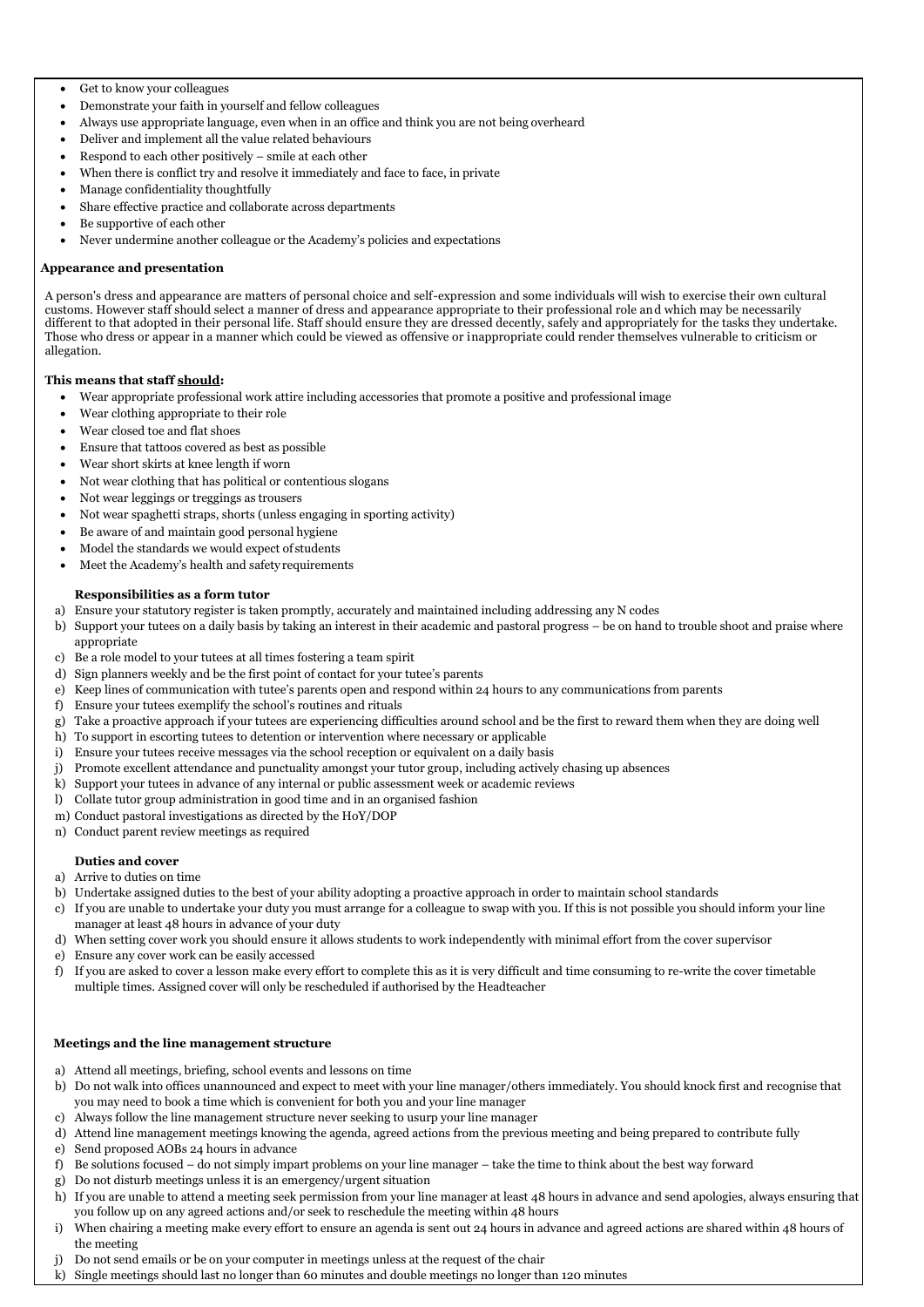- Get to know your colleagues
- Demonstrate your faith in yourself and fellow colleagues
- Always use appropriate language, even when in an office and think you are not being overheard
- Deliver and implement all the value related behaviours
- Respond to each other positively – smile at each other
- When there is conflict try and resolve it immediately and face to face, in private
- Manage confidentiality thoughtfully
- Share effective practice and collaborate across departments
- Be supportive of each other
- Never undermine another colleague or the Academy's policies and expectations

**Appearance and presentation**

A person's dress and appearance are matters of personal choice and self-expression and some individuals will wish to exercise their own cultural customs. However staff should select a manner of dress and appearance appropriate to their professional role and which may be necessarily different to that adopted in their personal life. Staff should ensure they are dressed decently, safely and appropriately for the tasks they undertake. Those who dress or appear in a manner which could be viewed as offensive or inappropriate could render themselves vulnerable to criticism or allegation.

**This means that staff should:**

- Wear appropriate professional work attire including accessories that promote a positive and professional image
- Wear clothing appropriate to their role
- Wear closed toe and flat shoes
- Ensure that tattoos covered as best as possible
- Wear short skirts at knee length if worn
- Not wear clothing that has political or contentious slogans
- Not wear leggings or treggings as trousers
- Not wear spaghetti straps, shorts (unless engaging in sporting activity)
- Be aware of and maintain good personal hygiene
- Model the standards we would expect of students
- Meet the Academy's health and safety requirements

**Responsibilities as a form tutor**

a) Ensure your statutory register is taken promptly, accurately and maintained including addressing any N codes
b) Support your tutees on a daily basis by taking an interest in their academic and pastoral progress – be on hand to trouble shoot and praise where appropriate
c) Be a role model to your tutees at all times fostering a team spirit
d) Sign planners weekly and be the first point of contact for your tutee's parents
e) Keep lines of communication with tutee's parents open and respond within 24 hours to any communications from parents
f) Ensure your tutees exemplify the school's routines and rituals
g) Take a proactive approach if your tutees are experiencing difficulties around school and be the first to reward them when they are doing well
h) To support in escorting tutees to detention or intervention where necessary or applicable
i) Ensure your tutees receive messages via the school reception or equivalent on a daily basis
j) Promote excellent attendance and punctuality amongst your tutor group, including actively chasing up absences
k) Support your tutees in advance of any internal or public assessment week or academic reviews
l) Collate tutor group administration in good time and in an organised fashion
m) Conduct pastoral investigations as directed by the HoY/DOP
n) Conduct parent review meetings as required

**Duties and cover**

a) Arrive to duties on time
b) Undertake assigned duties to the best of your ability adopting a proactive approach in order to maintain school standards
c) If you are unable to undertake your duty you must arrange for a colleague to swap with you. If this is not possible you should inform your line manager at least 48 hours in advance of your duty
d) When setting cover work you should ensure it allows students to work independently with minimal effort from the cover supervisor
e) Ensure any cover work can be easily accessed
f) If you are asked to cover a lesson make every effort to complete this as it is very difficult and time consuming to re-write the cover timetable multiple times. Assigned cover will only be rescheduled if authorised by the Headteacher

**Meetings and the line management structure**

a) Attend all meetings, briefing, school events and lessons on time
b) Do not walk into offices unannounced and expect to meet with your line manager/others immediately. You should knock first and recognise that you may need to book a time which is convenient for both you and your line manager
c) Always follow the line management structure never seeking to usurp your line manager
d) Attend line management meetings knowing the agenda, agreed actions from the previous meeting and being prepared to contribute fully
e) Send proposed AOBs 24 hours in advance
f) Be solutions focused – do not simply impart problems on your line manager – take the time to think about the best way forward
g) Do not disturb meetings unless it is an emergency/urgent situation
h) If you are unable to attend a meeting seek permission from your line manager at least 48 hours in advance and send apologies, always ensuring that you follow up on any agreed actions and/or seek to reschedule the meeting within 48 hours
i) When chairing a meeting make every effort to ensure an agenda is sent out 24 hours in advance and agreed actions are shared within 48 hours of the meeting
j) Do not send emails or be on your computer in meetings unless at the request of the chair
k) Single meetings should last no longer than 60 minutes and double meetings no longer than 120 minutes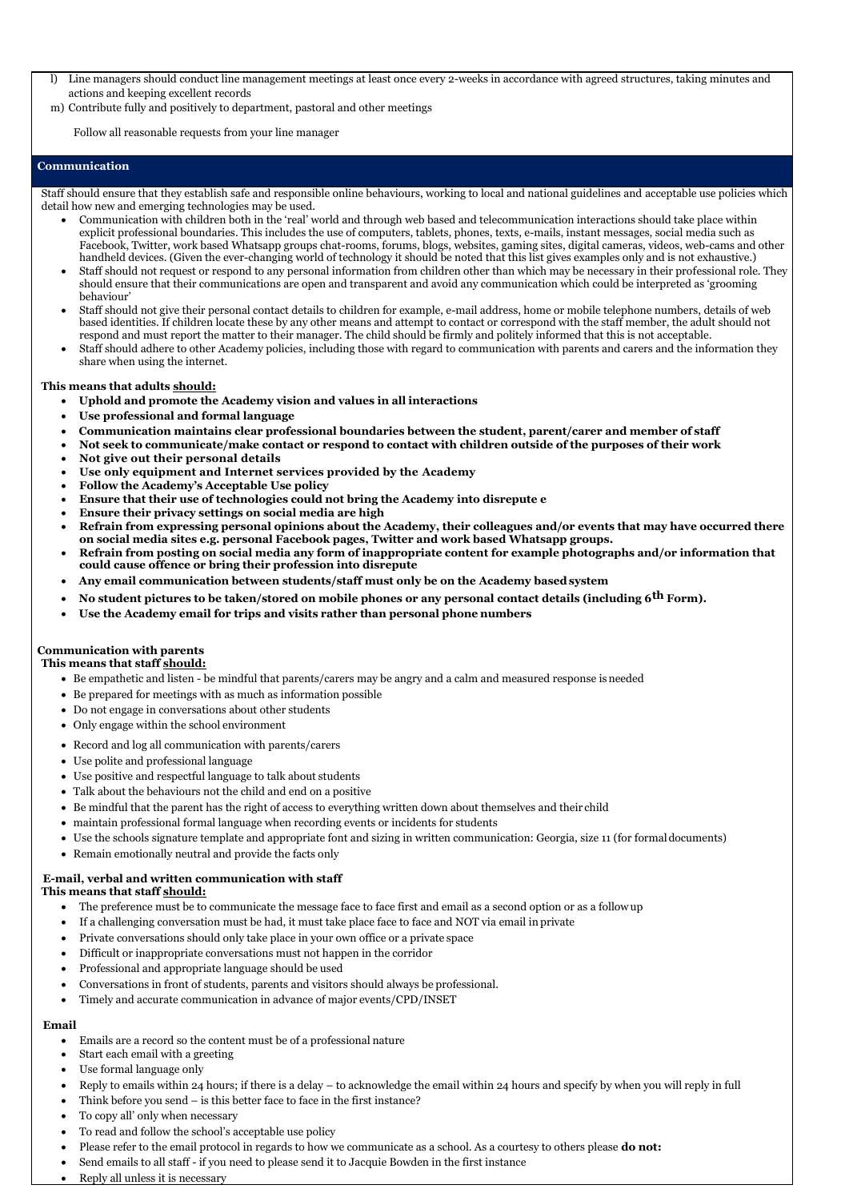l) Line managers should conduct line management meetings at least once every 2-weeks in accordance with agreed structures, taking minutes and actions and keeping excellent records

m) Contribute fully and positively to department, pastoral and other meetings

Follow all reasonable requests from your line manager

## Communication

Staff should ensure that they establish safe and responsible online behaviours, working to local and national guidelines and acceptable use policies which detail how new and emerging technologies may be used.

- Communication with children both in the 'real' world and through web based and telecommunication interactions should take place within explicit professional boundaries. This includes the use of computers, tablets, phones, texts, e-mails, instant messages, social media such as Facebook, Twitter, work based Whatsapp groups chat-rooms, forums, blogs, websites, gaming sites, digital cameras, videos, web-cams and other handheld devices. (Given the ever-changing world of technology it should be noted that this list gives examples only and is not exhaustive.)
- Staff should not request or respond to any personal information from children other than which may be necessary in their professional role. They should ensure that their communications are open and transparent and avoid any communication which could be interpreted as 'grooming behaviour'
- Staff should not give their personal contact details to children for example, e-mail address, home or mobile telephone numbers, details of web based identities. If children locate these by any other means and attempt to contact or correspond with the staff member, the adult should not respond and must report the matter to their manager. The child should be firmly and politely informed that this is not acceptable.
- Staff should adhere to other Academy policies, including those with regard to communication with parents and carers and the information they share when using the internet.

**This means that adults <u>should:</u>**

- **Uphold and promote the Academy vision and values in all interactions**
- **Use professional and formal language**
- **Communication maintains clear professional boundaries between the student, parent/carer and member of staff**
- **Not seek to communicate/make contact or respond to contact with children outside of the purposes of their work**
- **Not give out their personal details**
- **Use only equipment and Internet services provided by the Academy**
- **Follow the Academy's Acceptable Use policy**
- **Ensure that their use of technologies could not bring the Academy into disrepute e**
- **Ensure their privacy settings on social media are high**
- **Refrain from expressing personal opinions about the Academy, their colleagues and/or events that may have occurred there on social media sites e.g. personal Facebook pages, Twitter and work based Whatsapp groups.**
- **Refrain from posting on social media any form of inappropriate content for example photographs and/or information that could cause offence or bring their profession into disrepute**
- **Any email communication between students/staff must only be on the Academy based system**
- **No student pictures to be taken/stored on mobile phones or any personal contact details (including 6th Form).**
- **Use the Academy email for trips and visits rather than personal phone numbers**

### Communication with parents

**This means that staff <u>should:</u>**

- Be empathetic and listen - be mindful that parents/carers may be angry and a calm and measured response is needed
- Be prepared for meetings with as much as information possible
- Do not engage in conversations about other students
- Only engage within the school environment
- Record and log all communication with parents/carers
- Use polite and professional language
- Use positive and respectful language to talk about students
- Talk about the behaviours not the child and end on a positive
- Be mindful that the parent has the right of access to everything written down about themselves and their child
- maintain professional formal language when recording events or incidents for students
- Use the schools signature template and appropriate font and sizing in written communication: Georgia, size 11 (for formal documents)
- Remain emotionally neutral and provide the facts only

### E-mail, verbal and written communication with staff

**This means that staff <u>should:</u>**

- The preference must be to communicate the message face to face first and email as a second option or as a follow up
- If a challenging conversation must be had, it must take place face to face and NOT via email in private
- Private conversations should only take place in your own office or a private space
- Difficult or inappropriate conversations must not happen in the corridor
- Professional and appropriate language should be used
- Conversations in front of students, parents and visitors should always be professional.
- Timely and accurate communication in advance of major events/CPD/INSET

### Email

- Emails are a record so the content must be of a professional nature
- Start each email with a greeting
- Use formal language only
- Reply to emails within 24 hours; if there is a delay – to acknowledge the email within 24 hours and specify by when you will reply in full
- Think before you send – is this better face to face in the first instance?
- To copy all' only when necessary
- To read and follow the school's acceptable use policy
- Please refer to the email protocol in regards to how we communicate as a school. As a courtesy to others please **do not:**
- Send emails to all staff - if you need to please send it to Jacquie Bowden in the first instance
- Reply all unless it is necessary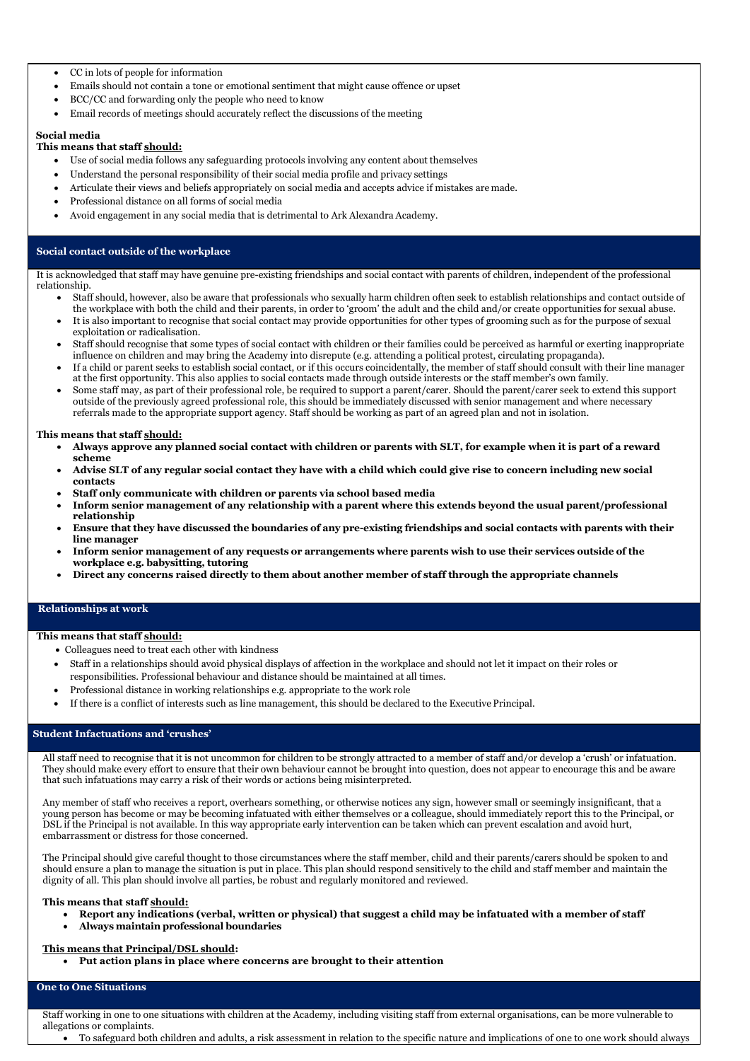- CC in lots of people for information
- Emails should not contain a tone or emotional sentiment that might cause offence or upset
- BCC/CC and forwarding only the people who need to know
- Email records of meetings should accurately reflect the discussions of the meeting

**Social media**

**This means that staff <u>should:</u>**

- Use of social media follows any safeguarding protocols involving any content about themselves
- Understand the personal responsibility of their social media profile and privacy settings
- Articulate their views and beliefs appropriately on social media and accepts advice if mistakes are made.
- Professional distance on all forms of social media
- Avoid engagement in any social media that is detrimental to Ark Alexandra Academy.

## Social contact outside of the workplace

It is acknowledged that staff may have genuine pre-existing friendships and social contact with parents of children, independent of the professional relationship.

- Staff should, however, also be aware that professionals who sexually harm children often seek to establish relationships and contact outside of the workplace with both the child and their parents, in order to 'groom' the adult and the child and/or create opportunities for sexual abuse.
- It is also important to recognise that social contact may provide opportunities for other types of grooming such as for the purpose of sexual exploitation or radicalisation.
- Staff should recognise that some types of social contact with children or their families could be perceived as harmful or exerting inappropriate influence on children and may bring the Academy into disrepute (e.g. attending a political protest, circulating propaganda).
- If a child or parent seeks to establish social contact, or if this occurs coincidentally, the member of staff should consult with their line manager at the first opportunity. This also applies to social contacts made through outside interests or the staff member's own family.
- Some staff may, as part of their professional role, be required to support a parent/carer. Should the parent/carer seek to extend this support outside of the previously agreed professional role, this should be immediately discussed with senior management and where necessary referrals made to the appropriate support agency. Staff should be working as part of an agreed plan and not in isolation.

**This means that staff <u>should:</u>**

- **Always approve any planned social contact with children or parents with SLT, for example when it is part of a reward scheme**
- **Advise SLT of any regular social contact they have with a child which could give rise to concern including new social contacts**
- **Staff only communicate with children or parents via school based media**
- **Inform senior management of any relationship with a parent where this extends beyond the usual parent/professional relationship**
- **Ensure that they have discussed the boundaries of any pre-existing friendships and social contacts with parents with their line manager**
- **Inform senior management of any requests or arrangements where parents wish to use their services outside of the workplace e.g. babysitting, tutoring**
- **Direct any concerns raised directly to them about another member of staff through the appropriate channels**

## Relationships at work

**This means that staff <u>should:</u>**

- Colleagues need to treat each other with kindness
- Staff in a relationships should avoid physical displays of affection in the workplace and should not let it impact on their roles or responsibilities. Professional behaviour and distance should be maintained at all times.
- Professional distance in working relationships e.g. appropriate to the work role
- If there is a conflict of interests such as line management, this should be declared to the Executive Principal.

## Student Infatuations and 'crushes'

All staff need to recognise that it is not uncommon for children to be strongly attracted to a member of staff and/or develop a 'crush' or infatuation. They should make every effort to ensure that their own behaviour cannot be brought into question, does not appear to encourage this and be aware that such infatuations may carry a risk of their words or actions being misinterpreted.

Any member of staff who receives a report, overhears something, or otherwise notices any sign, however small or seemingly insignificant, that a young person has become or may be becoming infatuated with either themselves or a colleague, should immediately report this to the Principal, or DSL if the Principal is not available. In this way appropriate early intervention can be taken which can prevent escalation and avoid hurt, embarrassment or distress for those concerned.

The Principal should give careful thought to those circumstances where the staff member, child and their parents/carers should be spoken to and should ensure a plan to manage the situation is put in place. This plan should respond sensitively to the child and staff member and maintain the dignity of all. This plan should involve all parties, be robust and regularly monitored and reviewed.

**This means that staff <u>should:</u>**

- **Report any indications (verbal, written or physical) that suggest a child may be infatuated with a member of staff**
- **Always maintain professional boundaries**

**<u>This means that Principal/DSL should</u>:**

- **Put action plans in place where concerns are brought to their attention**

## One to One Situations

Staff working in one to one situations with children at the Academy, including visiting staff from external organisations, can be more vulnerable to allegations or complaints.

- To safeguard both children and adults, a risk assessment in relation to the specific nature and implications of one to one work should always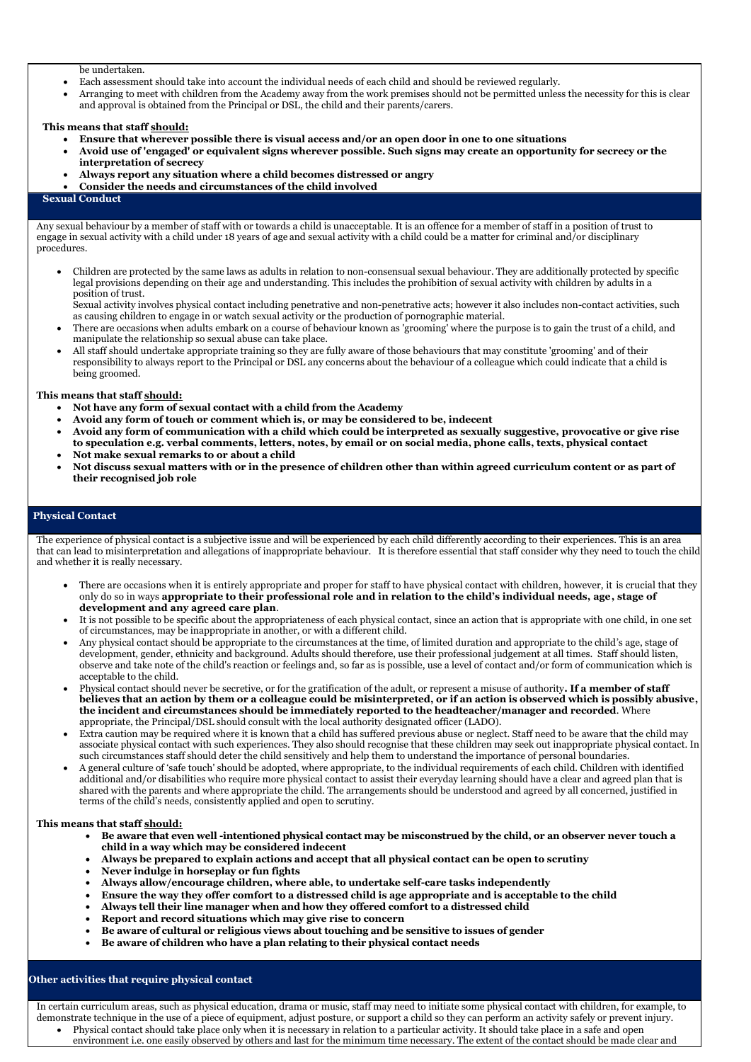be undertaken.

- Each assessment should take into account the individual needs of each child and should be reviewed regularly.
- Arranging to meet with children from the Academy away from the work premises should not be permitted unless the necessity for this is clear and approval is obtained from the Principal or DSL, the child and their parents/carers.

**This means that staff should:**

- **Ensure that wherever possible there is visual access and/or an open door in one to one situations**
- **Avoid use of 'engaged' or equivalent signs wherever possible. Such signs may create an opportunity for secrecy or the interpretation of secrecy**
- **Always report any situation where a child becomes distressed or angry**
- **Consider the needs and circumstances of the child involved**

## Sexual Conduct

Any sexual behaviour by a member of staff with or towards a child is unacceptable. It is an offence for a member of staff in a position of trust to engage in sexual activity with a child under 18 years of age and sexual activity with a child could be a matter for criminal and/or disciplinary procedures.

- Children are protected by the same laws as adults in relation to non-consensual sexual behaviour. They are additionally protected by specific legal provisions depending on their age and understanding. This includes the prohibition of sexual activity with children by adults in a position of trust.
  Sexual activity involves physical contact including penetrative and non-penetrative acts; however it also includes non-contact activities, such as causing children to engage in or watch sexual activity or the production of pornographic material.
- There are occasions when adults embark on a course of behaviour known as 'grooming' where the purpose is to gain the trust of a child, and manipulate the relationship so sexual abuse can take place.
- All staff should undertake appropriate training so they are fully aware of those behaviours that may constitute 'grooming' and of their responsibility to always report to the Principal or DSL any concerns about the behaviour of a colleague which could indicate that a child is being groomed.

**This means that staff should:**

- **Not have any form of sexual contact with a child from the Academy**
- **Avoid any form of touch or comment which is, or may be considered to be, indecent**
- **Avoid any form of communication with a child which could be interpreted as sexually suggestive, provocative or give rise to speculation e.g. verbal comments, letters, notes, by email or on social media, phone calls, texts, physical contact**
- **Not make sexual remarks to or about a child**
- **Not discuss sexual matters with or in the presence of children other than within agreed curriculum content or as part of their recognised job role**

## Physical Contact

The experience of physical contact is a subjective issue and will be experienced by each child differently according to their experiences. This is an area that can lead to misinterpretation and allegations of inappropriate behaviour. It is therefore essential that staff consider why they need to touch the child and whether it is really necessary.

- There are occasions when it is entirely appropriate and proper for staff to have physical contact with children, however, it is crucial that they only do so in ways **appropriate to their professional role and in relation to the child's individual needs, age, stage of development and any agreed care plan**.
- It is not possible to be specific about the appropriateness of each physical contact, since an action that is appropriate with one child, in one set of circumstances, may be inappropriate in another, or with a different child.
- Any physical contact should be appropriate to the circumstances at the time, of limited duration and appropriate to the child's age, stage of development, gender, ethnicity and background. Adults should therefore, use their professional judgement at all times. Staff should listen, observe and take note of the child's reaction or feelings and, so far as is possible, use a level of contact and/or form of communication which is acceptable to the child.
- Physical contact should never be secretive, or for the gratification of the adult, or represent a misuse of authority**. If a member of staff believes that an action by them or a colleague could be misinterpreted, or if an action is observed which is possibly abusive, the incident and circumstances should be immediately reported to the headteacher/manager and recorded**. Where appropriate, the Principal/DSL should consult with the local authority designated officer (LADO).
- Extra caution may be required where it is known that a child has suffered previous abuse or neglect. Staff need to be aware that the child may associate physical contact with such experiences. They also should recognise that these children may seek out inappropriate physical contact. In such circumstances staff should deter the child sensitively and help them to understand the importance of personal boundaries.
- A general culture of 'safe touch' should be adopted, where appropriate, to the individual requirements of each child. Children with identified additional and/or disabilities who require more physical contact to assist their everyday learning should have a clear and agreed plan that is shared with the parents and where appropriate the child. The arrangements should be understood and agreed by all concerned, justified in terms of the child's needs, consistently applied and open to scrutiny.

**This means that staff should:**

- **Be aware that even well -intentioned physical contact may be misconstrued by the child, or an observer never touch a child in a way which may be considered indecent**
- **Always be prepared to explain actions and accept that all physical contact can be open to scrutiny**
- **Never indulge in horseplay or fun fights**
- **Always allow/encourage children, where able, to undertake self-care tasks independently**
- **Ensure the way they offer comfort to a distressed child is age appropriate and is acceptable to the child**
- **Always tell their line manager when and how they offered comfort to a distressed child**
- **Report and record situations which may give rise to concern**
- **Be aware of cultural or religious views about touching and be sensitive to issues of gender**
- **Be aware of children who have a plan relating to their physical contact needs**

## Other activities that require physical contact

In certain curriculum areas, such as physical education, drama or music, staff may need to initiate some physical contact with children, for example, to demonstrate technique in the use of a piece of equipment, adjust posture, or support a child so they can perform an activity safely or prevent injury.

- Physical contact should take place only when it is necessary in relation to a particular activity. It should take place in a safe and open environment i.e. one easily observed by others and last for the minimum time necessary. The extent of the contact should be made clear and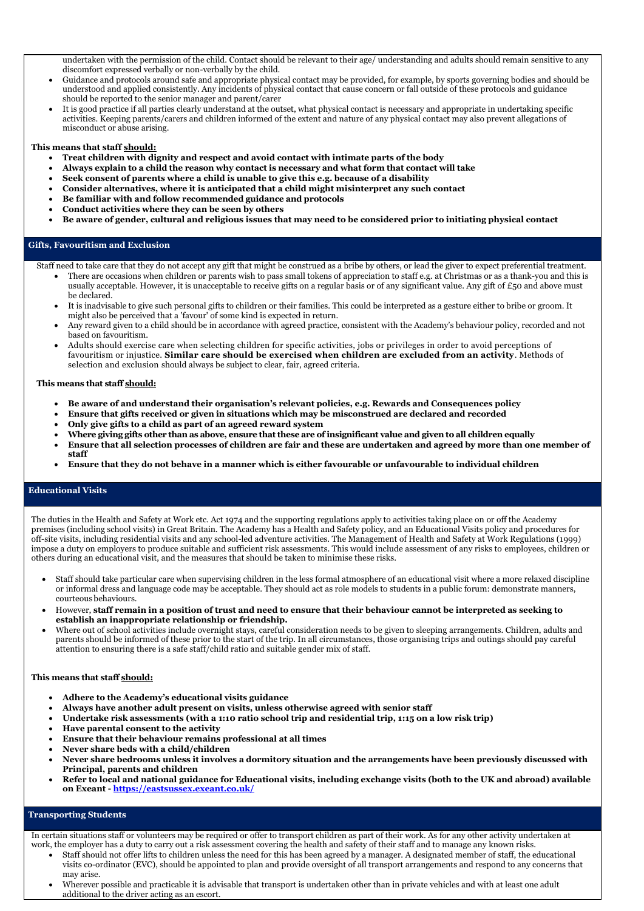undertaken with the permission of the child. Contact should be relevant to their age/ understanding and adults should remain sensitive to any discomfort expressed verbally or non-verbally by the child.

- Guidance and protocols around safe and appropriate physical contact may be provided, for example, by sports governing bodies and should be understood and applied consistently. Any incidents of physical contact that cause concern or fall outside of these protocols and guidance should be reported to the senior manager and parent/carer
- It is good practice if all parties clearly understand at the outset, what physical contact is necessary and appropriate in undertaking specific activities. Keeping parents/carers and children informed of the extent and nature of any physical contact may also prevent allegations of misconduct or abuse arising.

**This means that staff <u>should:</u>**

- **Treat children with dignity and respect and avoid contact with intimate parts of the body**
- **Always explain to a child the reason why contact is necessary and what form that contact will take**
- **Seek consent of parents where a child is unable to give this e.g. because of a disability**
- **Consider alternatives, where it is anticipated that a child might misinterpret any such contact**
- **Be familiar with and follow recommended guidance and protocols**
- **Conduct activities where they can be seen by others**
- **Be aware of gender, cultural and religious issues that may need to be considered prior to initiating physical contact**

## Gifts, Favouritism and Exclusion

Staff need to take care that they do not accept any gift that might be construed as a bribe by others, or lead the giver to expect preferential treatment.

- There are occasions when children or parents wish to pass small tokens of appreciation to staff e.g. at Christmas or as a thank-you and this is usually acceptable. However, it is unacceptable to receive gifts on a regular basis or of any significant value. Any gift of £50 and above must be declared.
- It is inadvisable to give such personal gifts to children or their families. This could be interpreted as a gesture either to bribe or groom. It might also be perceived that a 'favour' of some kind is expected in return.
- Any reward given to a child should be in accordance with agreed practice, consistent with the Academy's behaviour policy, recorded and not based on favouritism.
- Adults should exercise care when selecting children for specific activities, jobs or privileges in order to avoid perceptions of favouritism or injustice. **Similar care should be exercised when children are excluded from an activity**. Methods of selection and exclusion should always be subject to clear, fair, agreed criteria.

**This means that staff <u>should:</u>**

- **Be aware of and understand their organisation's relevant policies, e.g. Rewards and Consequences policy**
- **Ensure that gifts received or given in situations which may be misconstrued are declared and recorded**
- **Only give gifts to a child as part of an agreed reward system**
- **Where giving gifts other than as above, ensure that these are of insignificant value and given to all children equally**
- **Ensure that all selection processes of children are fair and these are undertaken and agreed by more than one member of staff**
- **Ensure that they do not behave in a manner which is either favourable or unfavourable to individual children**

## Educational Visits

The duties in the Health and Safety at Work etc. Act 1974 and the supporting regulations apply to activities taking place on or off the Academy premises (including school visits) in Great Britain. The Academy has a Health and Safety policy, and an Educational Visits policy and procedures for off-site visits, including residential visits and any school-led adventure activities. The Management of Health and Safety at Work Regulations (1999) impose a duty on employers to produce suitable and sufficient risk assessments. This would include assessment of any risks to employees, children or others during an educational visit, and the measures that should be taken to minimise these risks.

- Staff should take particular care when supervising children in the less formal atmosphere of an educational visit where a more relaxed discipline or informal dress and language code may be acceptable. They should act as role models to students in a public forum: demonstrate manners, courteous behaviours.
- However, **staff remain in a position of trust and need to ensure that their behaviour cannot be interpreted as seeking to establish an inappropriate relationship or friendship.**
- Where out of school activities include overnight stays, careful consideration needs to be given to sleeping arrangements. Children, adults and parents should be informed of these prior to the start of the trip. In all circumstances, those organising trips and outings should pay careful attention to ensuring there is a safe staff/child ratio and suitable gender mix of staff.

**This means that staff <u>should:</u>**

- **Adhere to the Academy's educational visits guidance**
- **Always have another adult present on visits, unless otherwise agreed with senior staff**
- **Undertake risk assessments (with a 1:10 ratio school trip and residential trip, 1:15 on a low risk trip)**
- **Have parental consent to the activity**
- **Ensure that their behaviour remains professional at all times**
- **Never share beds with a child/children**
- **Never share bedrooms unless it involves a dormitory situation and the arrangements have been previously discussed with Principal, parents and children**
- **Refer to local and national guidance for Educational visits, including exchange visits (both to the UK and abroad) available on Exeant - [https://eastsussex.exeant.co.uk/](https://eastsussex.exeant.co.uk/)**

## Transporting Students

In certain situations staff or volunteers may be required or offer to transport children as part of their work. As for any other activity undertaken at work, the employer has a duty to carry out a risk assessment covering the health and safety of their staff and to manage any known risks.

- Staff should not offer lifts to children unless the need for this has been agreed by a manager. A designated member of staff, the educational visits co-ordinator (EVC), should be appointed to plan and provide oversight of all transport arrangements and respond to any concerns that may arise.
- Wherever possible and practicable it is advisable that transport is undertaken other than in private vehicles and with at least one adult additional to the driver acting as an escort.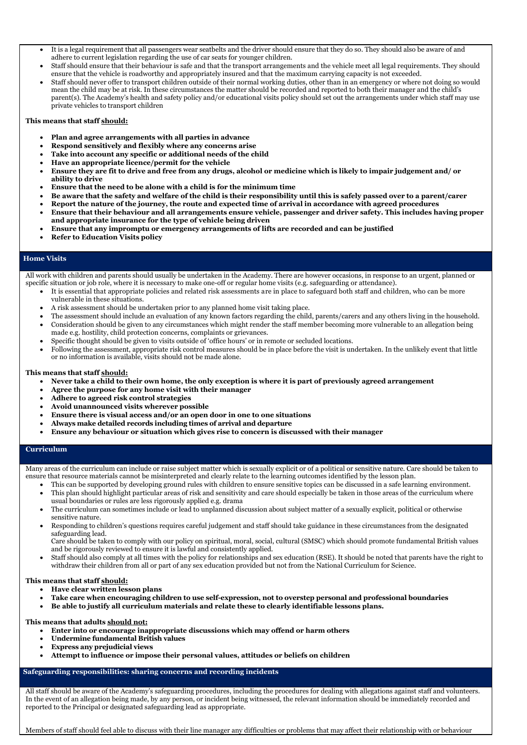- It is a legal requirement that all passengers wear seatbelts and the driver should ensure that they do so. They should also be aware of and adhere to current legislation regarding the use of car seats for younger children.
- Staff should ensure that their behaviour is safe and that the transport arrangements and the vehicle meet all legal requirements. They should ensure that the vehicle is roadworthy and appropriately insured and that the maximum carrying capacity is not exceeded.
- Staff should never offer to transport children outside of their normal working duties, other than in an emergency or where not doing so would mean the child may be at risk. In these circumstances the matter should be recorded and reported to both their manager and the child's parent(s). The Academy's health and safety policy and/or educational visits policy should set out the arrangements under which staff may use private vehicles to transport children

**This means that staff <u>should:</u>**

- **Plan and agree arrangements with all parties in advance**
- **Respond sensitively and flexibly where any concerns arise**
- **Take into account any specific or additional needs of the child**
- **Have an appropriate licence/permit for the vehicle**
- **Ensure they are fit to drive and free from any drugs, alcohol or medicine which is likely to impair judgement and/ or ability to drive**
- **Ensure that the need to be alone with a child is for the minimum time**
- **Be aware that the safety and welfare of the child is their responsibility until this is safely passed over to a parent/carer**
- **Report the nature of the journey, the route and expected time of arrival in accordance with agreed procedures**
- **Ensure that their behaviour and all arrangements ensure vehicle, passenger and driver safety. This includes having proper and appropriate insurance for the type of vehicle being driven**
- **Ensure that any impromptu or emergency arrangements of lifts are recorded and can be justified**
- **Refer to Education Visits policy**

## Home Visits

All work with children and parents should usually be undertaken in the Academy. There are however occasions, in response to an urgent, planned or specific situation or job role, where it is necessary to make one-off or regular home visits (e.g. safeguarding or attendance).

- It is essential that appropriate policies and related risk assessments are in place to safeguard both staff and children, who can be more vulnerable in these situations.
- A risk assessment should be undertaken prior to any planned home visit taking place.
- The assessment should include an evaluation of any known factors regarding the child, parents/carers and any others living in the household.
- Consideration should be given to any circumstances which might render the staff member becoming more vulnerable to an allegation being made e.g. hostility, child protection concerns, complaints or grievances.
- Specific thought should be given to visits outside of 'office hours' or in remote or secluded locations.
- Following the assessment, appropriate risk control measures should be in place before the visit is undertaken. In the unlikely event that little or no information is available, visits should not be made alone.

**This means that staff <u>should:</u>**

- **Never take a child to their own home, the only exception is where it is part of previously agreed arrangement**
- **Agree the purpose for any home visit with their manager**
- **Adhere to agreed risk control strategies**
- **Avoid unannounced visits wherever possible**
- **Ensure there is visual access and/or an open door in one to one situations**
- **Always make detailed records including times of arrival and departure**
- **Ensure any behaviour or situation which gives rise to concern is discussed with their manager**

## Curriculum

Many areas of the curriculum can include or raise subject matter which is sexually explicit or of a political or sensitive nature. Care should be taken to ensure that resource materials cannot be misinterpreted and clearly relate to the learning outcomes identified by the lesson plan.

- This can be supported by developing ground rules with children to ensure sensitive topics can be discussed in a safe learning environment.
- This plan should highlight particular areas of risk and sensitivity and care should especially be taken in those areas of the curriculum where usual boundaries or rules are less rigorously applied e.g. drama
- The curriculum can sometimes include or lead to unplanned discussion about subject matter of a sexually explicit, political or otherwise sensitive nature.
- Responding to children's questions requires careful judgement and staff should take guidance in these circumstances from the designated safeguarding lead.
  Care should be taken to comply with our policy on spiritual, moral, social, cultural (SMSC) which should promote fundamental British values and be rigorously reviewed to ensure it is lawful and consistently applied.
- Staff should also comply at all times with the policy for relationships and sex education (RSE). It should be noted that parents have the right to withdraw their children from all or part of any sex education provided but not from the National Curriculum for Science.

**This means that staff <u>should:</u>**

- **Have clear written lesson plans**
- **Take care when encouraging children to use self-expression, not to overstep personal and professional boundaries**
- **Be able to justify all curriculum materials and relate these to clearly identifiable lessons plans.**

**This means that adults <u>should not:</u>**

- **Enter into or encourage inappropriate discussions which may offend or harm others**
- **Undermine fundamental British values**
- **Express any prejudicial views**
- **Attempt to influence or impose their personal values, attitudes or beliefs on children**

## Safeguarding responsibilities: sharing concerns and recording incidents

All staff should be aware of the Academy's safeguarding procedures, including the procedures for dealing with allegations against staff and volunteers. In the event of an allegation being made, by any person, or incident being witnessed, the relevant information should be immediately recorded and reported to the Principal or designated safeguarding lead as appropriate.

Members of staff should feel able to discuss with their line manager any difficulties or problems that may affect their relationship with or behaviour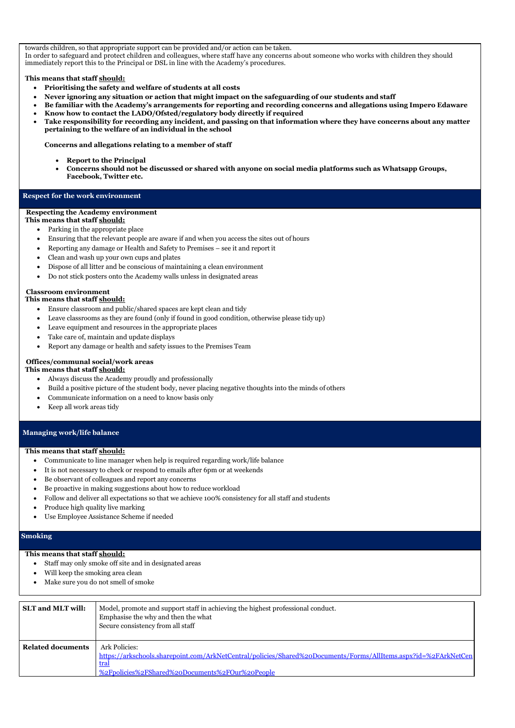towards children, so that appropriate support can be provided and/or action can be taken.
In order to safeguard and protect children and colleagues, where staff have any concerns about someone who works with children they should immediately report this to the Principal or DSL in line with the Academy's procedures.

**This means that staff should:**

- **Prioritising the safety and welfare of students at all costs**
- **Never ignoring any situation or action that might impact on the safeguarding of our students and staff**
- **Be familiar with the Academy's arrangements for reporting and recording concerns and allegations using Impero Edaware**
- **Know how to contact the LADO/Ofsted/regulatory body directly if required**
- **Take responsibility for recording any incident, and passing on that information where they have concerns about any matter pertaining to the welfare of an individual in the school**

**Concerns and allegations relating to a member of staff**

- **Report to the Principal**
- **Concerns should not be discussed or shared with anyone on social media platforms such as Whatsapp Groups, Facebook, Twitter etc.**

## Respect for the work environment

**Respecting the Academy environment**
**This means that staff should:**

- Parking in the appropriate place
- Ensuring that the relevant people are aware if and when you access the sites out of hours
- Reporting any damage or Health and Safety to Premises – see it and report it
- Clean and wash up your own cups and plates
- Dispose of all litter and be conscious of maintaining a clean environment
- Do not stick posters onto the Academy walls unless in designated areas

**Classroom environment**
**This means that staff should:**

- Ensure classroom and public/shared spaces are kept clean and tidy
- Leave classrooms as they are found (only if found in good condition, otherwise please tidy up)
- Leave equipment and resources in the appropriate places
- Take care of, maintain and update displays
- Report any damage or health and safety issues to the Premises Team

**Offices/communal social/work areas**
**This means that staff should:**

- Always discuss the Academy proudly and professionally
- Build a positive picture of the student body, never placing negative thoughts into the minds of others
- Communicate information on a need to know basis only
- Keep all work areas tidy

## Managing work/life balance

**This means that staff should:**

- Communicate to line manager when help is required regarding work/life balance
- It is not necessary to check or respond to emails after 6pm or at weekends
- Be observant of colleagues and report any concerns
- Be proactive in making suggestions about how to reduce workload
- Follow and deliver all expectations so that we achieve 100% consistency for all staff and students
- Produce high quality live marking
- Use Employee Assistance Scheme if needed

## Smoking

**This means that staff should:**

- Staff may only smoke off site and in designated areas
- Will keep the smoking area clean
- Make sure you do not smell of smoke

| | |
|---|---|
| **SLT and MLT will:** | Model, promote and support staff in achieving the highest professional conduct.<br>Emphasise the why and then the what<br>Secure consistency from all staff |
| **Related documents** | Ark Policies:<br>https://arkschools.sharepoint.com/ArkNetCentral/policies/Shared%20Documents/Forms/AllItems.aspx?id=%2FArkNetCentral%2Fpolicies%2FShared%20Documents%2FOur%20People |